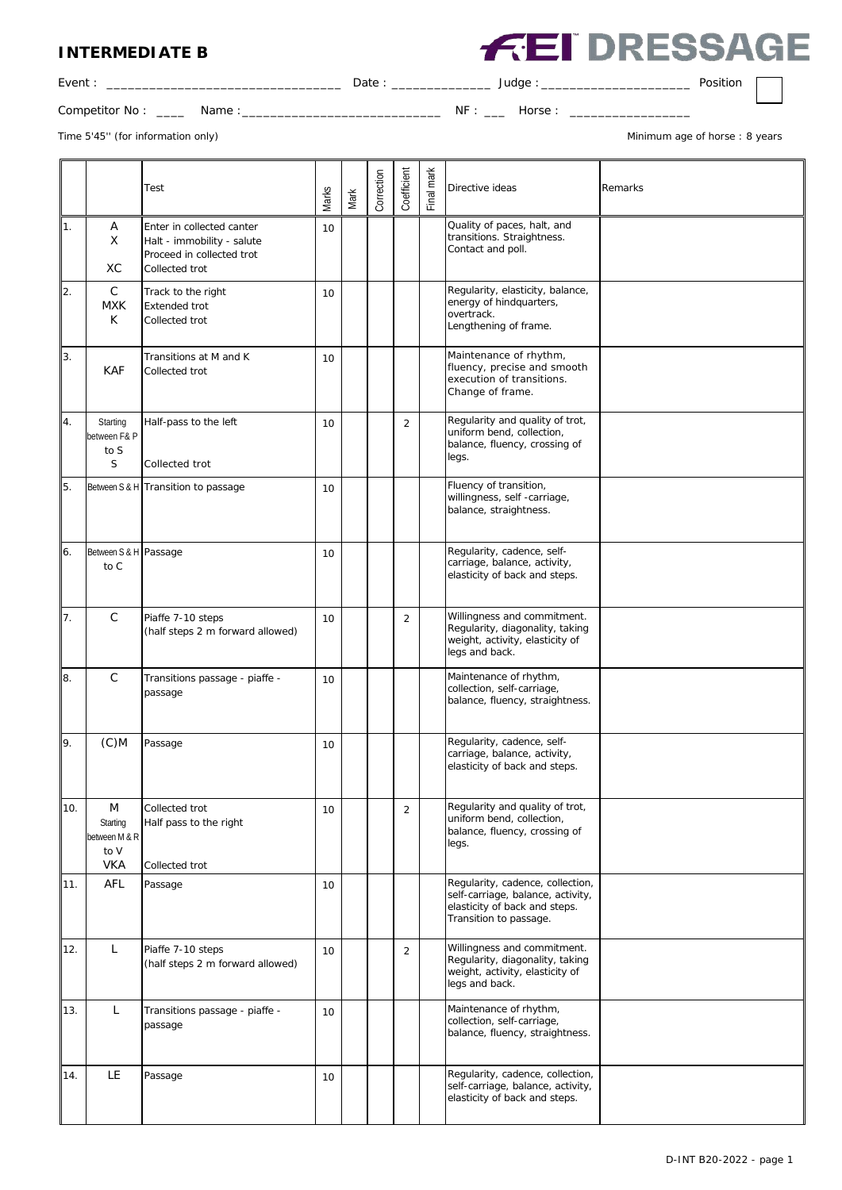# INTERMEDIATE B

**FEI DRESSAGE**

Event : ______________________________ Date : ____________ Judge : ____________________ Position

Competitor No : ____ Name : __________________________ NF : ___ Horse : ________________

Time 5'45'' (for information only)

Minimum age of horse : 8 years

| | | Test | Marks | Mark | Correction | Coefficient | Final mark | Directive ideas | Remarks |
|---|---|---|---|---|---|---|---|---|---|
| 1. | A<br>X<br><br>XC | Enter in collected canter<br>Halt - immobility - salute<br>Proceed in collected trot<br>Collected trot | 10 | | | | | Quality of paces, halt, and transitions. Straightness. Contact and poll. | |
| 2. | C<br>MXK<br>K | Track to the right<br>Extended trot<br>Collected trot | 10 | | | | | Regularity, elasticity, balance, energy of hindquarters, overtrack.<br>Lengthening of frame. | |
| 3. | <br>KAF | Transitions at M and K<br>Collected trot | 10 | | | | | Maintenance of rhythm, fluency, precise and smooth execution of transitions. Change of frame. | |
| 4. | Starting between F& P to S<br>S | Half-pass to the left<br><br>Collected trot | 10 | | | 2 | | Regularity and quality of trot, uniform bend, collection, balance, fluency, crossing of legs. | |
| 5. | Between S & H | Transition to passage | 10 | | | | | Fluency of transition, willingness, self -carriage, balance, straightness. | |
| 6. | Between S & H to C | Passage | 10 | | | | | Regularity, cadence, self-carriage, balance, activity, elasticity of back and steps. | |
| 7. | C | Piaffe 7-10 steps<br>(half steps 2 m forward allowed) | 10 | | | 2 | | Willingness and commitment. Regularity, diagonality, taking weight, activity, elasticity of legs and back. | |
| 8. | C | Transitions passage - piaffe - passage | 10 | | | | | Maintenance of rhythm, collection, self-carriage, balance, fluency, straightness. | |
| 9. | (C)M | Passage | 10 | | | | | Regularity, cadence, self-carriage, balance, activity, elasticity of back and steps. | |
| 10. | M<br>Starting between M & R to V<br>VKA | Collected trot<br>Half pass to the right<br><br>Collected trot | 10 | | | 2 | | Regularity and quality of trot, uniform bend, collection, balance, fluency, crossing of legs. | |
| 11. | AFL | Passage | 10 | | | | | Regularity, cadence, collection, self-carriage, balance, activity, elasticity of back and steps. Transition to passage. | |
| 12. | L | Piaffe 7-10 steps<br>(half steps 2 m forward allowed) | 10 | | | 2 | | Willingness and commitment. Regularity, diagonality, taking weight, activity, elasticity of legs and back. | |
| 13. | L | Transitions passage - piaffe - passage | 10 | | | | | Maintenance of rhythm, collection, self-carriage, balance, fluency, straightness. | |
| 14. | LE | Passage | 10 | | | | | Regularity, cadence, collection, self-carriage, balance, activity, elasticity of back and steps. | |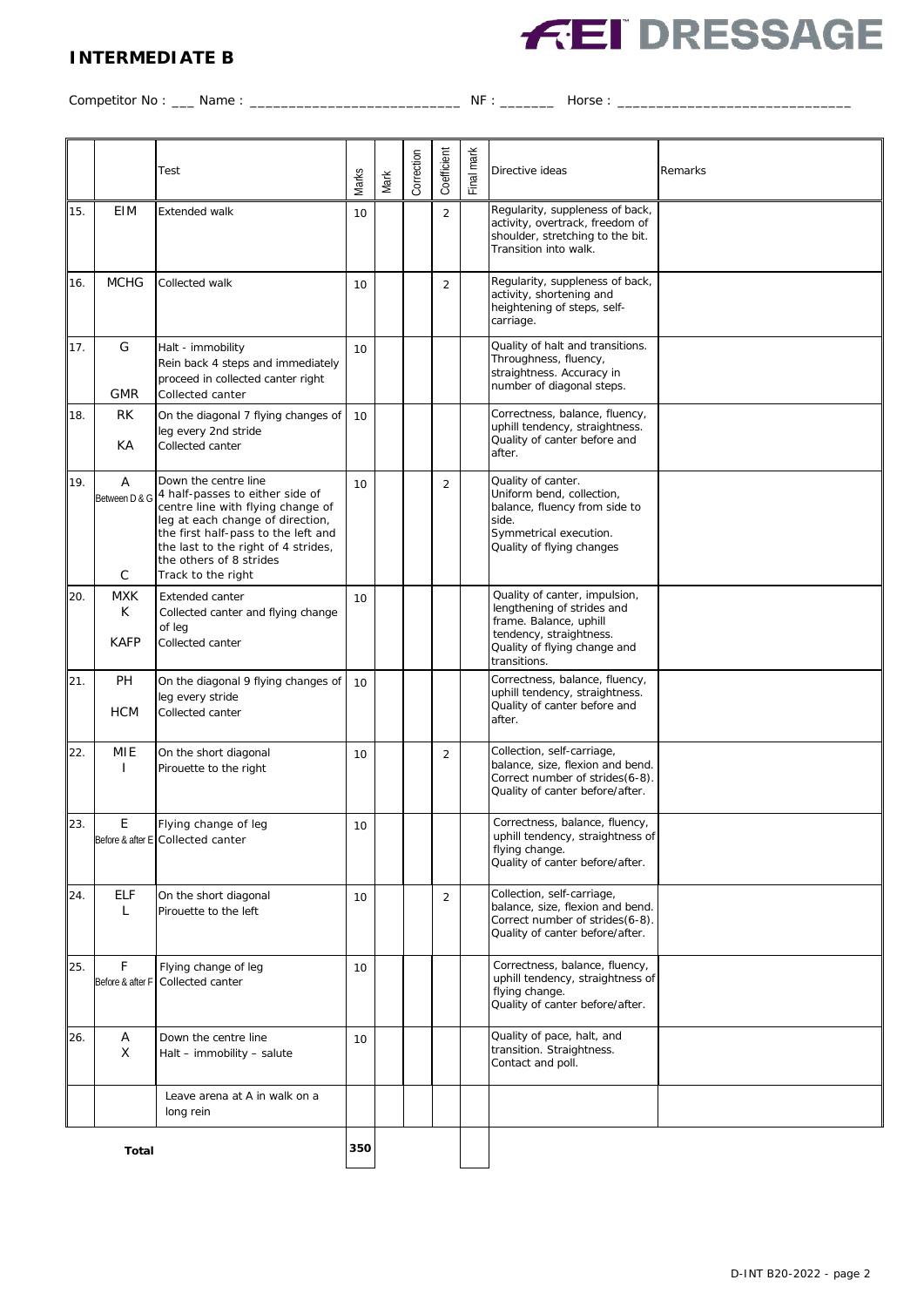**INTERMEDIATE B**

**FEI DRESSAGE**

Competitor No : ___ Name : ___________________________ NF : _______ Horse : ______________________________

| | | Test | Marks | Mark | Correction | Coefficient | Final mark | Directive ideas | Remarks |
|---|---|---|---|---|---|---|---|---|---|
| 15. | EIM | Extended walk | 10 | | | 2 | | Regularity, suppleness of back, activity, overtrack, freedom of shoulder, stretching to the bit. Transition into walk. | |
| 16. | MCHG | Collected walk | 10 | | | 2 | | Regularity, suppleness of back, activity, shortening and heightening of steps, self-carriage. | |
| 17. | G<br>GMR | Halt - immobility<br>Rein back 4 steps and immediately proceed in collected canter right<br>Collected canter | 10 | | | | | Quality of halt and transitions. Throughness, fluency, straightness. Accuracy in number of diagonal steps. | |
| 18. | RK<br>KA | On the diagonal 7 flying changes of leg every 2nd stride<br>Collected canter | 10 | | | | | Correctness, balance, fluency, uphill tendency, straightness. Quality of canter before and after. | |
| 19. | A<br>Between D & G<br>C | Down the centre line<br>4 half-passes to either side of centre line with flying change of leg at each change of direction, the first half-pass to the left and the last to the right of 4 strides, the others of 8 strides<br>Track to the right | 10 | | | 2 | | Quality of canter.<br>Uniform bend, collection, balance, fluency from side to side.<br>Symmetrical execution.<br>Quality of flying changes | |
| 20. | MXK<br>K<br>KAFP | Extended canter<br>Collected canter and flying change of leg<br>Collected canter | 10 | | | | | Quality of canter, impulsion, lengthening of strides and frame. Balance, uphill tendency, straightness. Quality of flying change and transitions. | |
| 21. | PH<br>HCM | On the diagonal 9 flying changes of leg every stride<br>Collected canter | 10 | | | | | Correctness, balance, fluency, uphill tendency, straightness. Quality of canter before and after. | |
| 22. | MIE<br>I | On the short diagonal<br>Pirouette to the right | 10 | | | 2 | | Collection, self-carriage, balance, size, flexion and bend. Correct number of strides(6-8). Quality of canter before/after. | |
| 23. | E<br>Before & after E | Flying change of leg<br>Collected canter | 10 | | | | | Correctness, balance, fluency, uphill tendency, straightness of flying change.<br>Quality of canter before/after. | |
| 24. | ELF<br>L | On the short diagonal<br>Pirouette to the left | 10 | | | 2 | | Collection, self-carriage, balance, size, flexion and bend. Correct number of strides(6-8). Quality of canter before/after. | |
| 25. | F<br>Before & after F | Flying change of leg<br>Collected canter | 10 | | | | | Correctness, balance, fluency, uphill tendency, straightness of flying change.<br>Quality of canter before/after. | |
| 26. | A<br>X | Down the centre line<br>Halt – immobility – salute | 10 | | | | | Quality of pace, halt, and transition. Straightness. Contact and poll. | |
| | | Leave arena at A in walk on a long rein | | | | | | | |
| | **Total** | | **350** | | | | | | |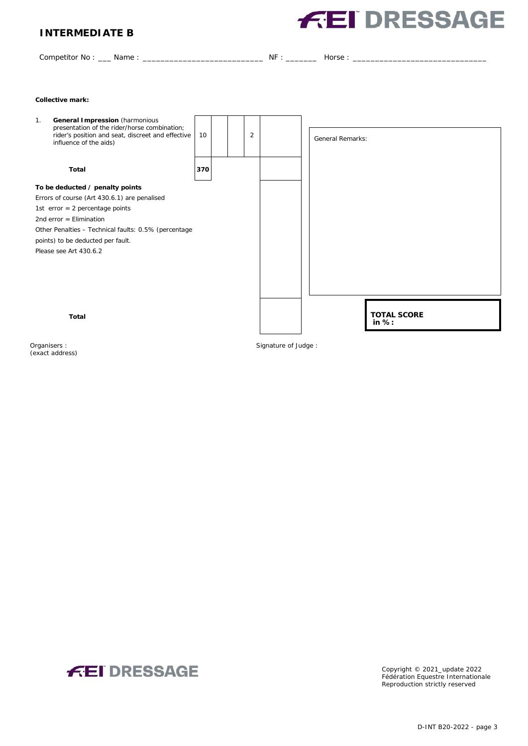## INTERMEDIATE B

Competitor No : ___ Name : ___________________________ NF : _______ Horse : ______________________________

**Collective mark:**

| | | | | | | |
|---|---|---|---|---|---|---|
| 1. | **General Impression** (harmonious presentation of the rider/horse combination; rider's position and seat, discreet and effective influence of the aids) | 10 | | | 2 | |
| | **Total** | **370** | | | | |

General Remarks:

**To be deducted / penalty points**

Errors of course (Art 430.6.1) are penalised

1st error = 2 percentage points

2nd error = Elimination

Other Penalties – Technical faults: 0.5% (percentage points) to be deducted per fault.

Please see Art 430.6.2

**Total**

**TOTAL SCORE in % :**

Organisers :
(exact address)

Signature of Judge :

Copyright © 2021_update 2022
Fédération Equestre Internationale
Reproduction strictly reserved